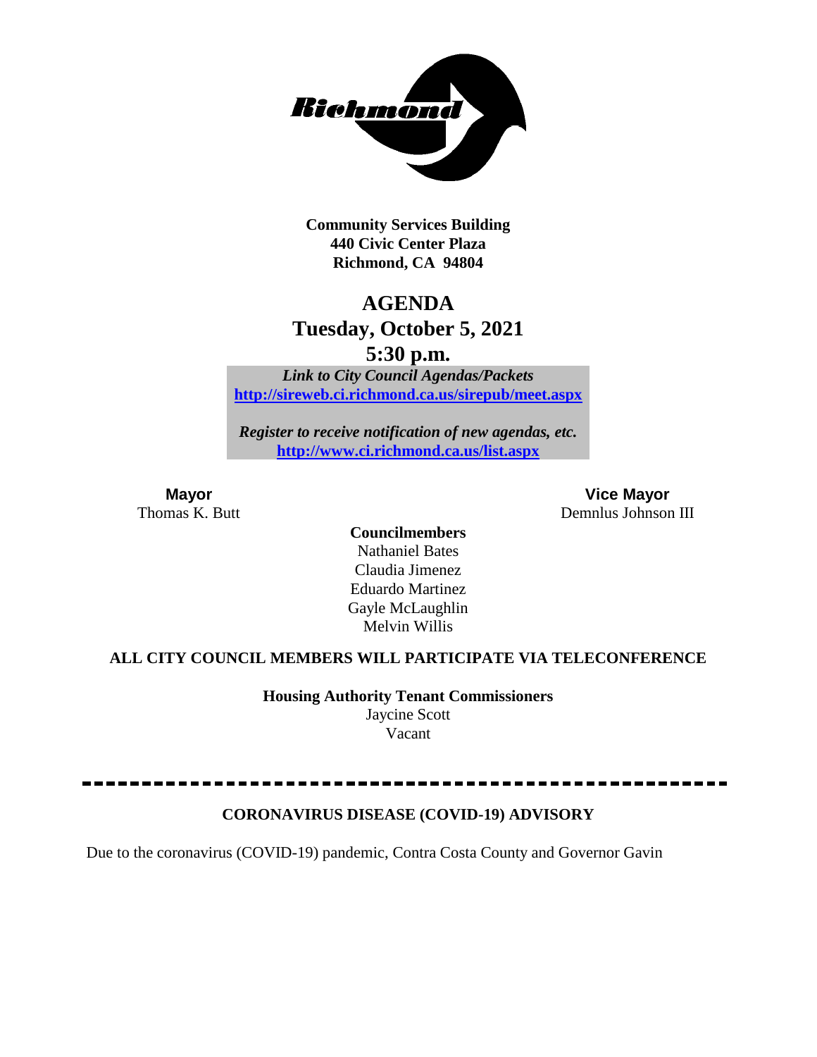**Community Services Building**
**440 Civic Center Plaza**
**Richmond, CA 94804**

# AGENDA
## Tuesday, October 5, 2021
## 5:30 p.m.

***Link to City Council Agendas/Packets***
**[http://sireweb.ci.richmond.ca.us/sirepub/meet.aspx](http://sireweb.ci.richmond.ca.us/sirepub/meet.aspx)**

***Register to receive notification of new agendas, etc.***
**[http://www.ci.richmond.ca.us/list.aspx](http://www.ci.richmond.ca.us/list.aspx)**

**Mayor**
Thomas K. Butt

**Vice Mayor**
Demnlus Johnson III

**Councilmembers**
Nathaniel Bates
Claudia Jimenez
Eduardo Martinez
Gayle McLaughlin
Melvin Willis

**ALL CITY COUNCIL MEMBERS WILL PARTICIPATE VIA TELECONFERENCE**

**Housing Authority Tenant Commissioners**
Jaycine Scott
Vacant

---

**CORONAVIRUS DISEASE (COVID-19) ADVISORY**

Due to the coronavirus (COVID-19) pandemic, Contra Costa County and Governor Gavin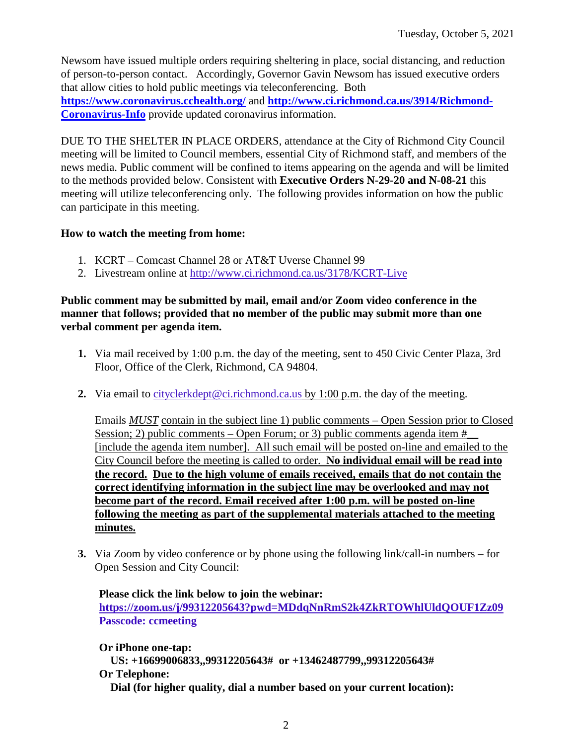Newsom have issued multiple orders requiring sheltering in place, social distancing, and reduction of person-to-person contact. Accordingly, Governor Gavin Newsom has issued executive orders that allow cities to hold public meetings via teleconferencing. Both **https://www.coronavirus.cchealth.org/** and **http://www.ci.richmond.ca.us/3914/Richmond-Coronavirus-Info** provide updated coronavirus information.

DUE TO THE SHELTER IN PLACE ORDERS, attendance at the City of Richmond City Council meeting will be limited to Council members, essential City of Richmond staff, and members of the news media. Public comment will be confined to items appearing on the agenda and will be limited to the methods provided below. Consistent with **Executive Orders N-29-20 and N-08-21** this meeting will utilize teleconferencing only. The following provides information on how the public can participate in this meeting.

**How to watch the meeting from home:**

1. KCRT – Comcast Channel 28 or AT&T Uverse Channel 99
2. Livestream online at http://www.ci.richmond.ca.us/3178/KCRT-Live

**Public comment may be submitted by mail, email and/or Zoom video conference in the manner that follows; provided that no member of the public may submit more than one verbal comment per agenda item.**

1. Via mail received by 1:00 p.m. the day of the meeting, sent to 450 Civic Center Plaza, 3rd Floor, Office of the Clerk, Richmond, CA 94804.

2. Via email to cityclerkdept@ci.richmond.ca.us by 1:00 p.m. the day of the meeting.

   Emails *MUST* contain in the subject line 1) public comments – Open Session prior to Closed Session; 2) public comments – Open Forum; or 3) public comments agenda item #__ [include the agenda item number]. All such email will be posted on-line and emailed to the City Council before the meeting is called to order. **No individual email will be read into the record. Due to the high volume of emails received, emails that do not contain the correct identifying information in the subject line may be overlooked and may not become part of the record. Email received after 1:00 p.m. will be posted on-line following the meeting as part of the supplemental materials attached to the meeting minutes.**

3. Via Zoom by video conference or by phone using the following link/call-in numbers – for Open Session and City Council:

   **Please click the link below to join the webinar:**
   **https://zoom.us/j/99312205643?pwd=MDdqNnRmS2k4ZkRTOWhlUldQOUF1Zz09**
   **Passcode: ccmeeting**

   **Or iPhone one-tap:**
   **US: +16699006833,,99312205643# or +13462487799,,99312205643#**
   **Or Telephone:**
   **Dial (for higher quality, dial a number based on your current location):**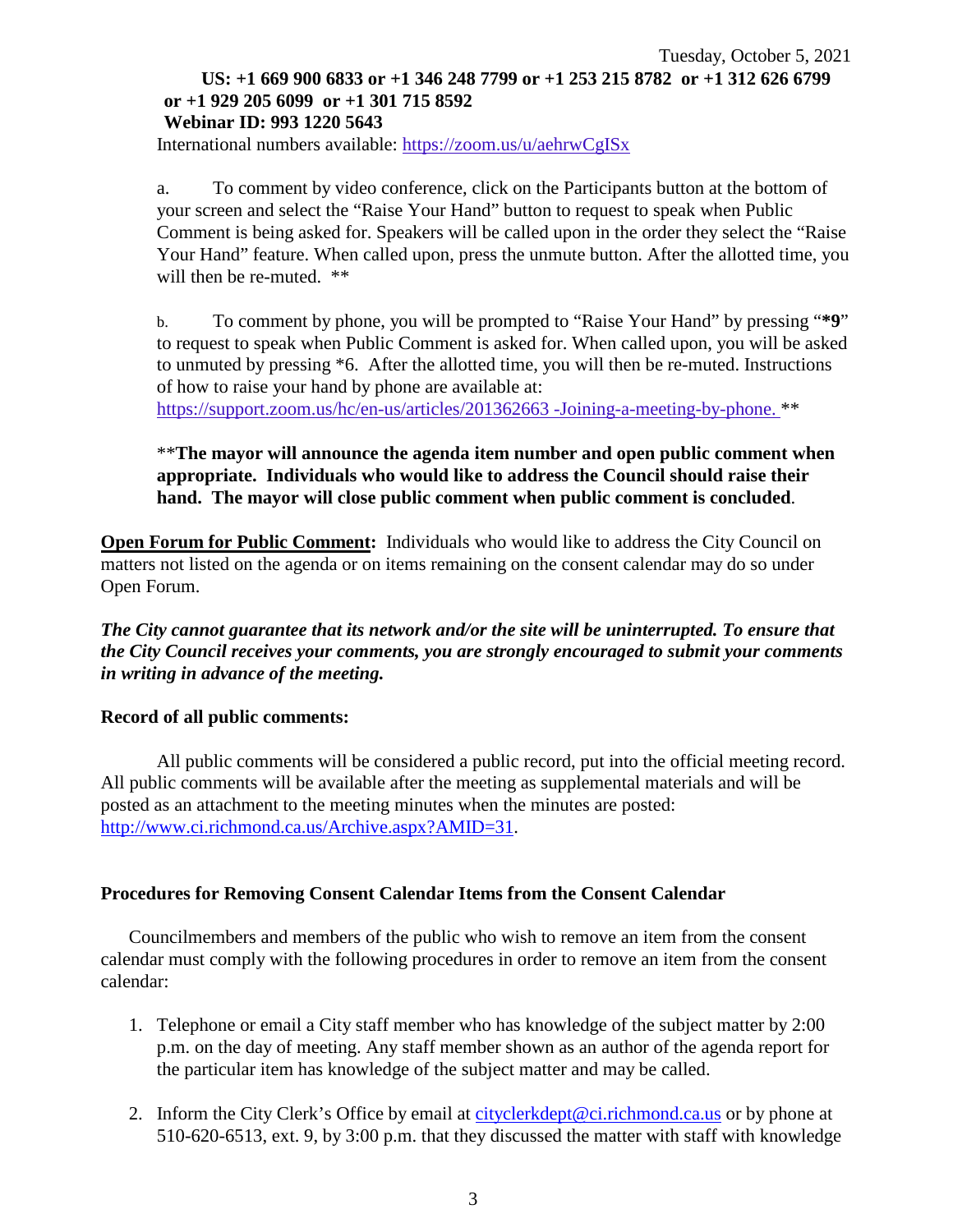**US: +1 669 900 6833 or +1 346 248 7799 or +1 253 215 8782 or +1 312 626 6799 or +1 929 205 6099 or +1 301 715 8592**
**Webinar ID: 993 1220 5643**
International numbers available: https://zoom.us/u/aehrwCgISx

a. To comment by video conference, click on the Participants button at the bottom of your screen and select the "Raise Your Hand" button to request to speak when Public Comment is being asked for. Speakers will be called upon in the order they select the "Raise Your Hand" feature. When called upon, press the unmute button. After the allotted time, you will then be re-muted. **

b. To comment by phone, you will be prompted to "Raise Your Hand" by pressing "***9**" to request to speak when Public Comment is asked for. When called upon, you will be asked to unmuted by pressing *6. After the allotted time, you will then be re-muted. Instructions of how to raise your hand by phone are available at: https://support.zoom.us/hc/en-us/articles/201362663 -Joining-a-meeting-by-phone. **

****The mayor will announce the agenda item number and open public comment when appropriate. Individuals who would like to address the Council should raise their hand. The mayor will close public comment when public comment is concluded**.

**Open Forum for Public Comment:** Individuals who would like to address the City Council on matters not listed on the agenda or on items remaining on the consent calendar may do so under Open Forum.

***The City cannot guarantee that its network and/or the site will be uninterrupted. To ensure that the City Council receives your comments, you are strongly encouraged to submit your comments in writing in advance of the meeting.***

**Record of all public comments:**

All public comments will be considered a public record, put into the official meeting record. All public comments will be available after the meeting as supplemental materials and will be posted as an attachment to the meeting minutes when the minutes are posted: http://www.ci.richmond.ca.us/Archive.aspx?AMID=31.

**Procedures for Removing Consent Calendar Items from the Consent Calendar**

Councilmembers and members of the public who wish to remove an item from the consent calendar must comply with the following procedures in order to remove an item from the consent calendar:

1. Telephone or email a City staff member who has knowledge of the subject matter by 2:00 p.m. on the day of meeting. Any staff member shown as an author of the agenda report for the particular item has knowledge of the subject matter and may be called.
2. Inform the City Clerk's Office by email at cityclerkdept@ci.richmond.ca.us or by phone at 510-620-6513, ext. 9, by 3:00 p.m. that they discussed the matter with staff with knowledge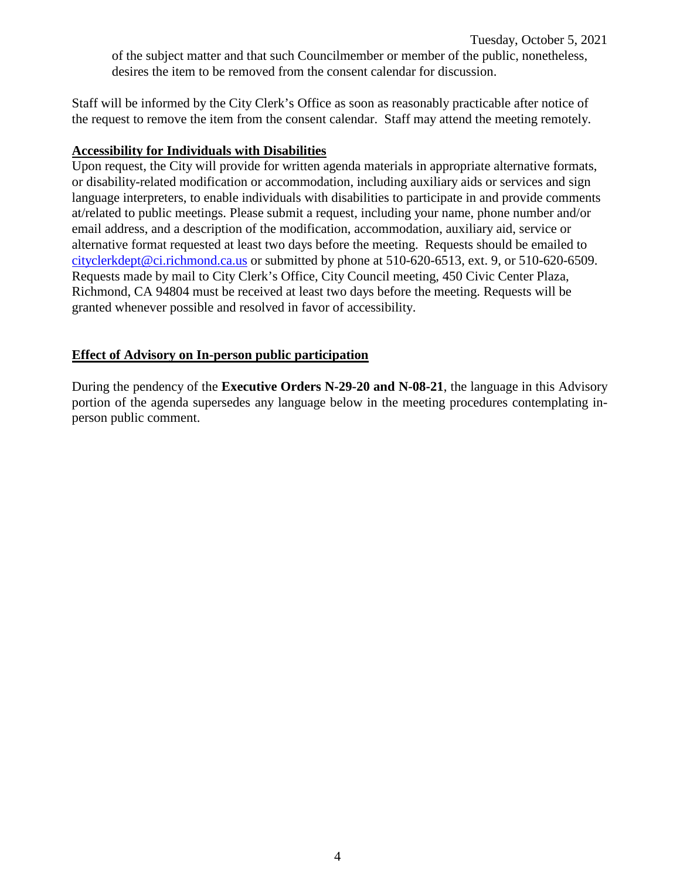of the subject matter and that such Councilmember or member of the public, nonetheless, desires the item to be removed from the consent calendar for discussion.

Staff will be informed by the City Clerk's Office as soon as reasonably practicable after notice of the request to remove the item from the consent calendar. Staff may attend the meeting remotely.

**Accessibility for Individuals with Disabilities**

Upon request, the City will provide for written agenda materials in appropriate alternative formats, or disability-related modification or accommodation, including auxiliary aids or services and sign language interpreters, to enable individuals with disabilities to participate in and provide comments at/related to public meetings. Please submit a request, including your name, phone number and/or email address, and a description of the modification, accommodation, auxiliary aid, service or alternative format requested at least two days before the meeting. Requests should be emailed to cityclerkdept@ci.richmond.ca.us or submitted by phone at 510-620-6513, ext. 9, or 510-620-6509. Requests made by mail to City Clerk's Office, City Council meeting, 450 Civic Center Plaza, Richmond, CA 94804 must be received at least two days before the meeting. Requests will be granted whenever possible and resolved in favor of accessibility.

**Effect of Advisory on In-person public participation**

During the pendency of the **Executive Orders N-29-20 and N-08-21**, the language in this Advisory portion of the agenda supersedes any language below in the meeting procedures contemplating in-person public comment.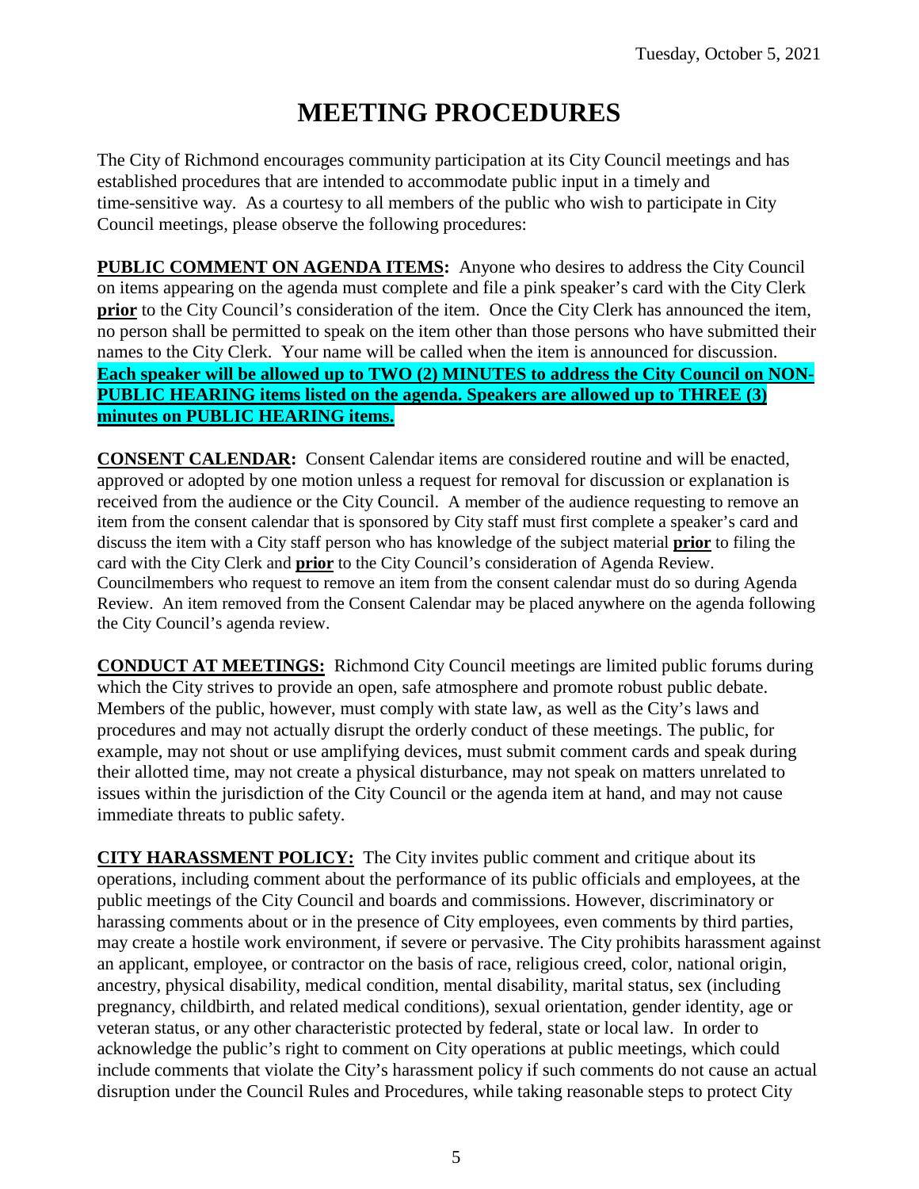# MEETING PROCEDURES

The City of Richmond encourages community participation at its City Council meetings and has established procedures that are intended to accommodate public input in a timely and time-sensitive way. As a courtesy to all members of the public who wish to participate in City Council meetings, please observe the following procedures:

**PUBLIC COMMENT ON AGENDA ITEMS:** Anyone who desires to address the City Council on items appearing on the agenda must complete and file a pink speaker's card with the City Clerk **prior** to the City Council's consideration of the item. Once the City Clerk has announced the item, no person shall be permitted to speak on the item other than those persons who have submitted their names to the City Clerk. Your name will be called when the item is announced for discussion. **Each speaker will be allowed up to TWO (2) MINUTES to address the City Council on NON-PUBLIC HEARING items listed on the agenda. Speakers are allowed up to THREE (3) minutes on PUBLIC HEARING items.**

**CONSENT CALENDAR:** Consent Calendar items are considered routine and will be enacted, approved or adopted by one motion unless a request for removal for discussion or explanation is received from the audience or the City Council. A member of the audience requesting to remove an item from the consent calendar that is sponsored by City staff must first complete a speaker's card and discuss the item with a City staff person who has knowledge of the subject material **prior** to filing the card with the City Clerk and **prior** to the City Council's consideration of Agenda Review. Councilmembers who request to remove an item from the consent calendar must do so during Agenda Review. An item removed from the Consent Calendar may be placed anywhere on the agenda following the City Council's agenda review.

**CONDUCT AT MEETINGS:** Richmond City Council meetings are limited public forums during which the City strives to provide an open, safe atmosphere and promote robust public debate. Members of the public, however, must comply with state law, as well as the City's laws and procedures and may not actually disrupt the orderly conduct of these meetings. The public, for example, may not shout or use amplifying devices, must submit comment cards and speak during their allotted time, may not create a physical disturbance, may not speak on matters unrelated to issues within the jurisdiction of the City Council or the agenda item at hand, and may not cause immediate threats to public safety.

**CITY HARASSMENT POLICY:** The City invites public comment and critique about its operations, including comment about the performance of its public officials and employees, at the public meetings of the City Council and boards and commissions. However, discriminatory or harassing comments about or in the presence of City employees, even comments by third parties, may create a hostile work environment, if severe or pervasive. The City prohibits harassment against an applicant, employee, or contractor on the basis of race, religious creed, color, national origin, ancestry, physical disability, medical condition, mental disability, marital status, sex (including pregnancy, childbirth, and related medical conditions), sexual orientation, gender identity, age or veteran status, or any other characteristic protected by federal, state or local law. In order to acknowledge the public's right to comment on City operations at public meetings, which could include comments that violate the City's harassment policy if such comments do not cause an actual disruption under the Council Rules and Procedures, while taking reasonable steps to protect City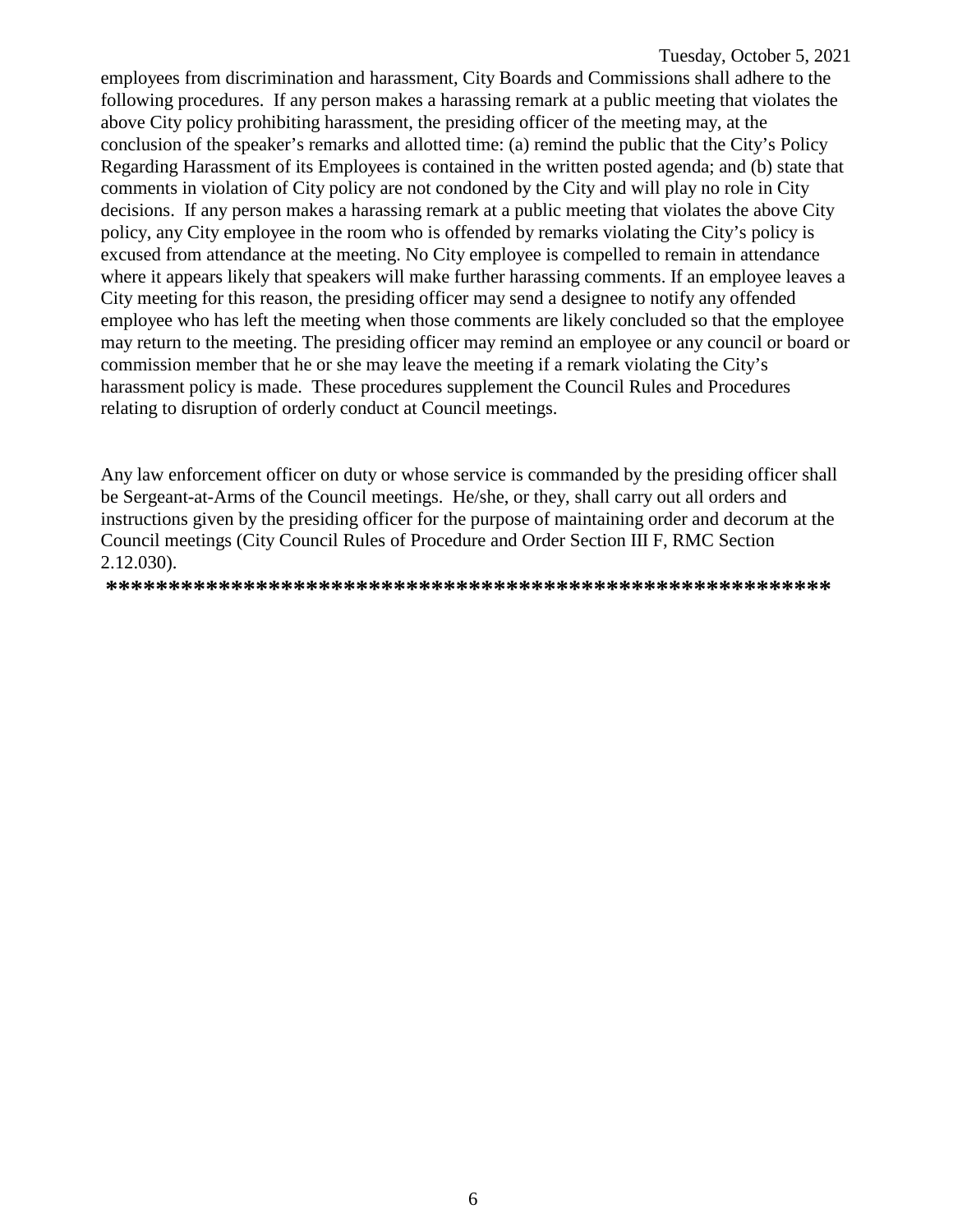employees from discrimination and harassment, City Boards and Commissions shall adhere to the following procedures. If any person makes a harassing remark at a public meeting that violates the above City policy prohibiting harassment, the presiding officer of the meeting may, at the conclusion of the speaker's remarks and allotted time: (a) remind the public that the City's Policy Regarding Harassment of its Employees is contained in the written posted agenda; and (b) state that comments in violation of City policy are not condoned by the City and will play no role in City decisions. If any person makes a harassing remark at a public meeting that violates the above City policy, any City employee in the room who is offended by remarks violating the City's policy is excused from attendance at the meeting. No City employee is compelled to remain in attendance where it appears likely that speakers will make further harassing comments. If an employee leaves a City meeting for this reason, the presiding officer may send a designee to notify any offended employee who has left the meeting when those comments are likely concluded so that the employee may return to the meeting. The presiding officer may remind an employee or any council or board or commission member that he or she may leave the meeting if a remark violating the City's harassment policy is made. These procedures supplement the Council Rules and Procedures relating to disruption of orderly conduct at Council meetings.

Any law enforcement officer on duty or whose service is commanded by the presiding officer shall be Sergeant-at-Arms of the Council meetings. He/she, or they, shall carry out all orders and instructions given by the presiding officer for the purpose of maintaining order and decorum at the Council meetings (City Council Rules of Procedure and Order Section III F, RMC Section 2.12.030).

**\*\*\*\*\*\*\*\*\*\*\*\*\*\*\*\*\*\*\*\*\*\*\*\*\*\*\*\*\*\*\*\*\*\*\*\*\*\*\*\*\*\*\*\*\*\*\*\*\*\*\*\*\*\*\*\*\*\***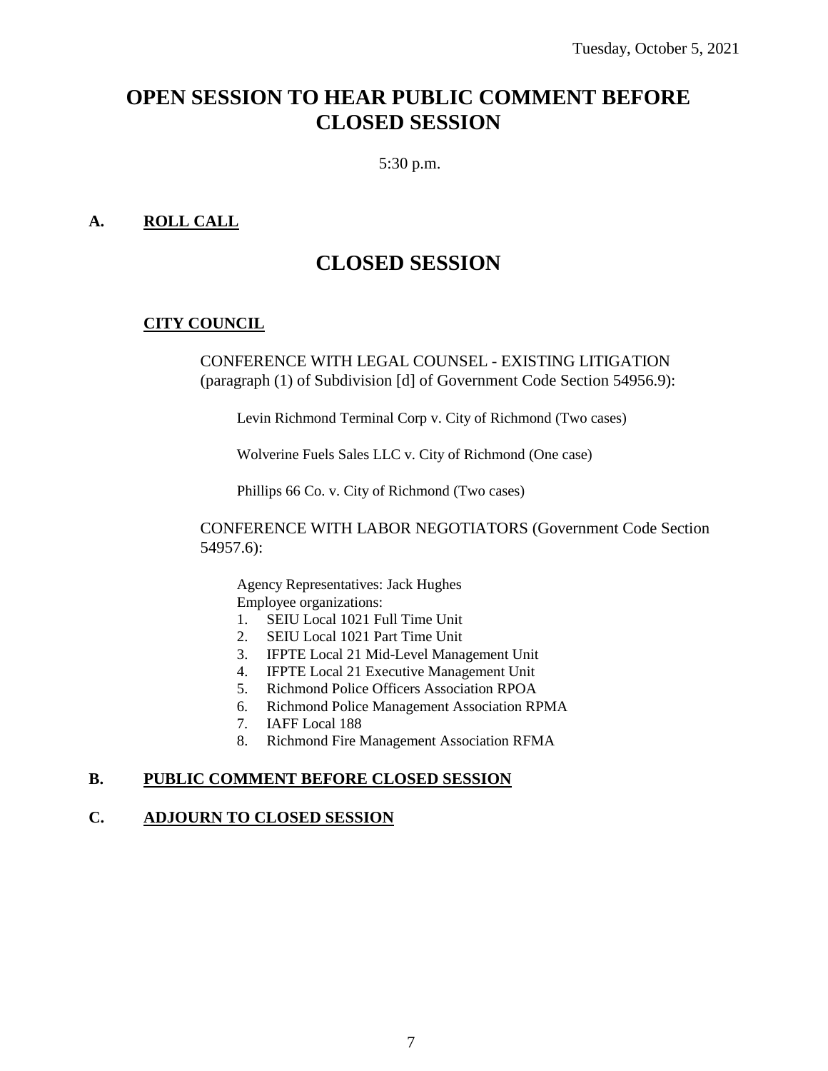# OPEN SESSION TO HEAR PUBLIC COMMENT BEFORE CLOSED SESSION

5:30 p.m.

## A. ROLL CALL

# CLOSED SESSION

### CITY COUNCIL

CONFERENCE WITH LEGAL COUNSEL - EXISTING LITIGATION (paragraph (1) of Subdivision [d] of Government Code Section 54956.9):

Levin Richmond Terminal Corp v. City of Richmond (Two cases)

Wolverine Fuels Sales LLC v. City of Richmond (One case)

Phillips 66 Co. v. City of Richmond (Two cases)

CONFERENCE WITH LABOR NEGOTIATORS (Government Code Section 54957.6):

Agency Representatives: Jack Hughes
Employee organizations:

1. SEIU Local 1021 Full Time Unit
2. SEIU Local 1021 Part Time Unit
3. IFPTE Local 21 Mid-Level Management Unit
4. IFPTE Local 21 Executive Management Unit
5. Richmond Police Officers Association RPOA
6. Richmond Police Management Association RPMA
7. IAFF Local 188
8. Richmond Fire Management Association RFMA

## B. PUBLIC COMMENT BEFORE CLOSED SESSION

## C. ADJOURN TO CLOSED SESSION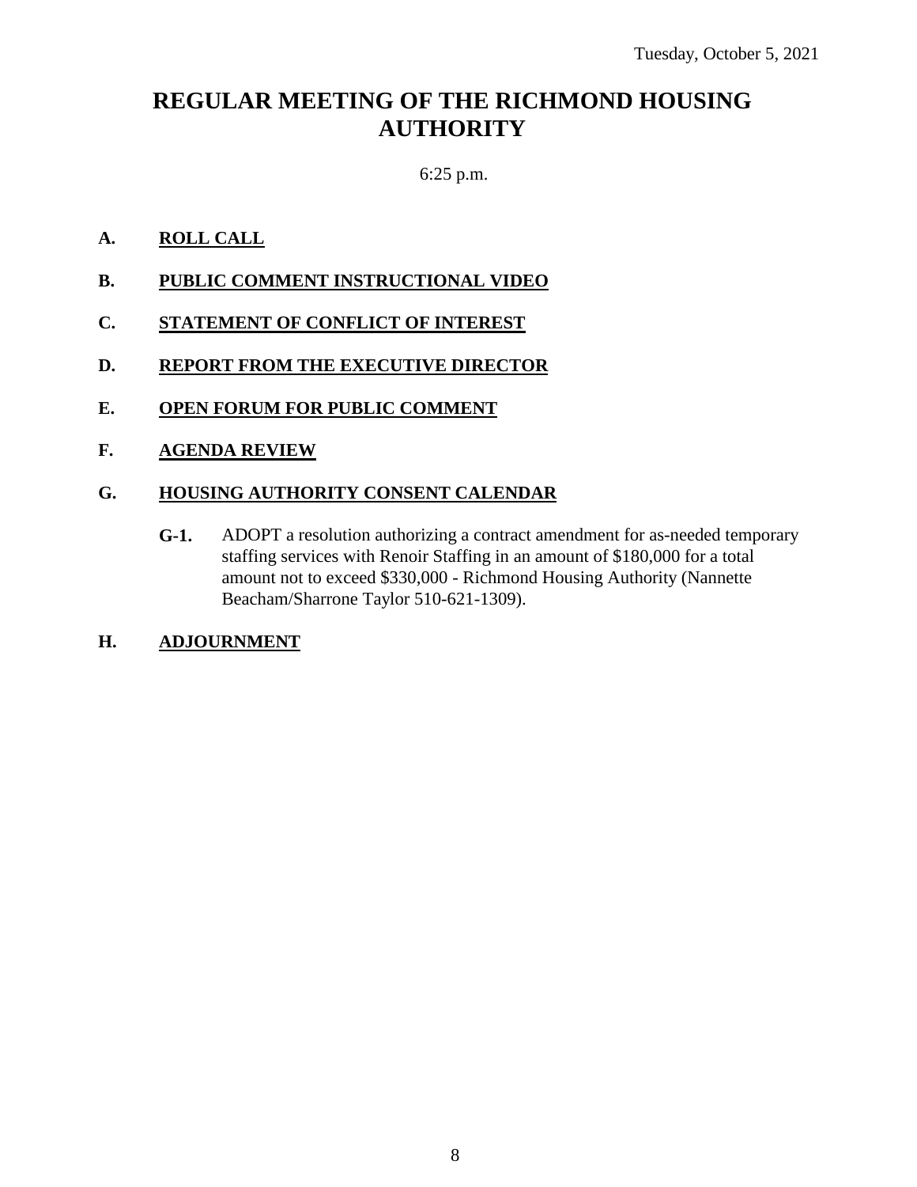Tuesday, October 5, 2021

# REGULAR MEETING OF THE RICHMOND HOUSING AUTHORITY

6:25 p.m.

**A. ROLL CALL**

**B. PUBLIC COMMENT INSTRUCTIONAL VIDEO**

**C. STATEMENT OF CONFLICT OF INTEREST**

**D. REPORT FROM THE EXECUTIVE DIRECTOR**

**E. OPEN FORUM FOR PUBLIC COMMENT**

**F. AGENDA REVIEW**

**G. HOUSING AUTHORITY CONSENT CALENDAR**

**G-1.** ADOPT a resolution authorizing a contract amendment for as-needed temporary staffing services with Renoir Staffing in an amount of $180,000 for a total amount not to exceed $330,000 - Richmond Housing Authority (Nannette Beacham/Sharrone Taylor 510-621-1309).

**H. ADJOURNMENT**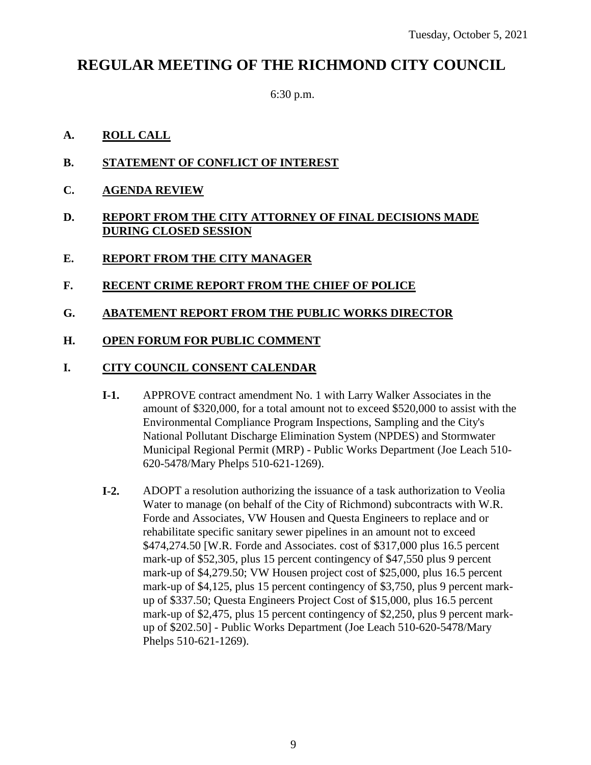Tuesday, October 5, 2021

# REGULAR MEETING OF THE RICHMOND CITY COUNCIL

6:30 p.m.

**A. ROLL CALL**

**B. STATEMENT OF CONFLICT OF INTEREST**

**C. AGENDA REVIEW**

**D. REPORT FROM THE CITY ATTORNEY OF FINAL DECISIONS MADE DURING CLOSED SESSION**

**E. REPORT FROM THE CITY MANAGER**

**F. RECENT CRIME REPORT FROM THE CHIEF OF POLICE**

**G. ABATEMENT REPORT FROM THE PUBLIC WORKS DIRECTOR**

**H. OPEN FORUM FOR PUBLIC COMMENT**

**I. CITY COUNCIL CONSENT CALENDAR**

**I-1.** APPROVE contract amendment No. 1 with Larry Walker Associates in the amount of $320,000, for a total amount not to exceed $520,000 to assist with the Environmental Compliance Program Inspections, Sampling and the City's National Pollutant Discharge Elimination System (NPDES) and Stormwater Municipal Regional Permit (MRP) - Public Works Department (Joe Leach 510-620-5478/Mary Phelps 510-621-1269).

**I-2.** ADOPT a resolution authorizing the issuance of a task authorization to Veolia Water to manage (on behalf of the City of Richmond) subcontracts with W.R. Forde and Associates, VW Housen and Questa Engineers to replace and or rehabilitate specific sanitary sewer pipelines in an amount not to exceed $474,274.50 [W.R. Forde and Associates. cost of $317,000 plus 16.5 percent mark-up of $52,305, plus 15 percent contingency of $47,550 plus 9 percent mark-up of $4,279.50; VW Housen project cost of $25,000, plus 16.5 percent mark-up of $4,125, plus 15 percent contingency of $3,750, plus 9 percent mark-up of $337.50; Questa Engineers Project Cost of $15,000, plus 16.5 percent mark-up of $2,475, plus 15 percent contingency of $2,250, plus 9 percent mark-up of $202.50] - Public Works Department (Joe Leach 510-620-5478/Mary Phelps 510-621-1269).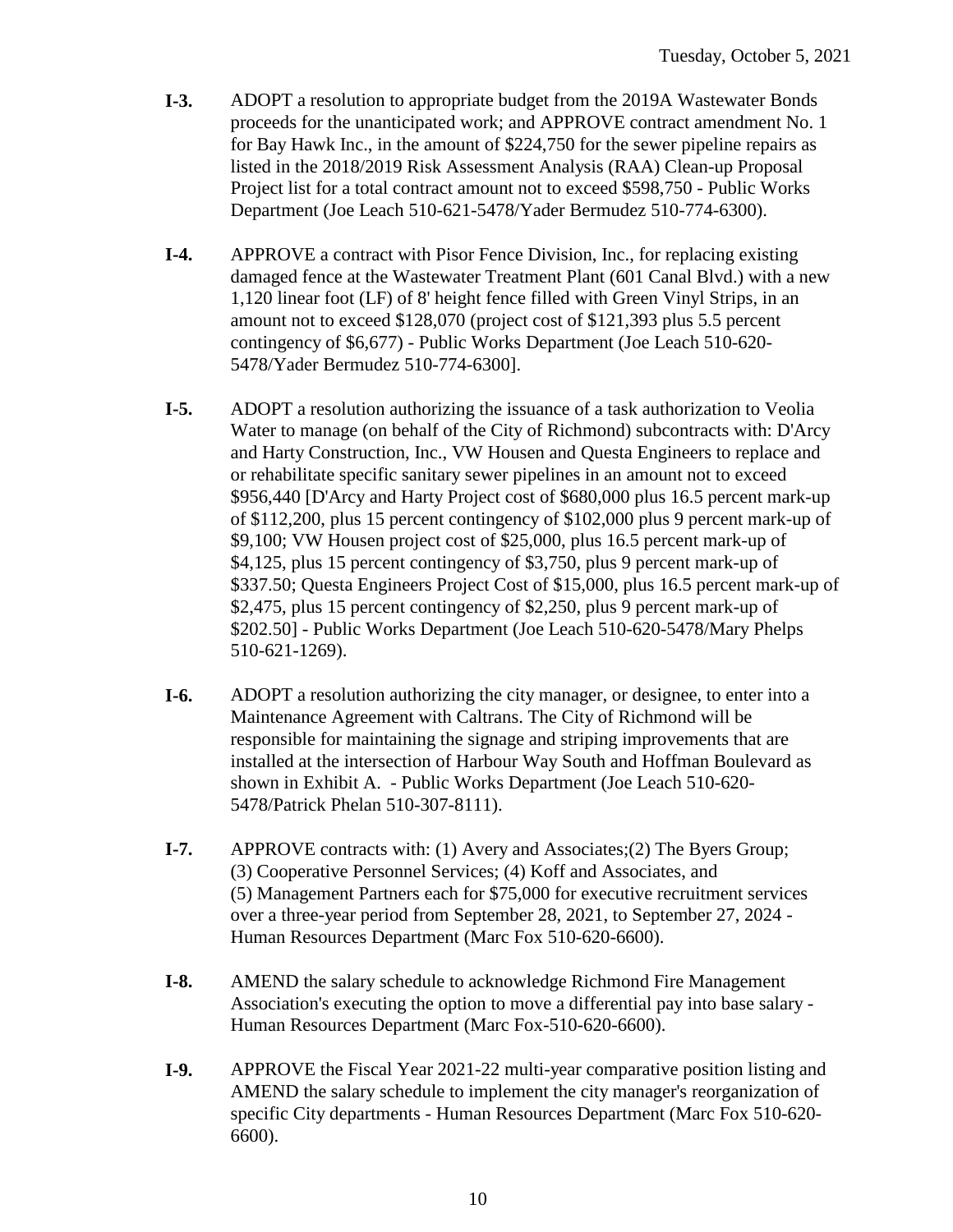**I-3.** ADOPT a resolution to appropriate budget from the 2019A Wastewater Bonds proceeds for the unanticipated work; and APPROVE contract amendment No. 1 for Bay Hawk Inc., in the amount of $224,750 for the sewer pipeline repairs as listed in the 2018/2019 Risk Assessment Analysis (RAA) Clean-up Proposal Project list for a total contract amount not to exceed $598,750 - Public Works Department (Joe Leach 510-621-5478/Yader Bermudez 510-774-6300).

**I-4.** APPROVE a contract with Pisor Fence Division, Inc., for replacing existing damaged fence at the Wastewater Treatment Plant (601 Canal Blvd.) with a new 1,120 linear foot (LF) of 8' height fence filled with Green Vinyl Strips, in an amount not to exceed $128,070 (project cost of $121,393 plus 5.5 percent contingency of $6,677) - Public Works Department (Joe Leach 510-620-5478/Yader Bermudez 510-774-6300].

**I-5.** ADOPT a resolution authorizing the issuance of a task authorization to Veolia Water to manage (on behalf of the City of Richmond) subcontracts with: D'Arcy and Harty Construction, Inc., VW Housen and Questa Engineers to replace and or rehabilitate specific sanitary sewer pipelines in an amount not to exceed $956,440 [D'Arcy and Harty Project cost of $680,000 plus 16.5 percent mark-up of $112,200, plus 15 percent contingency of $102,000 plus 9 percent mark-up of $9,100; VW Housen project cost of $25,000, plus 16.5 percent mark-up of $4,125, plus 15 percent contingency of $3,750, plus 9 percent mark-up of $337.50; Questa Engineers Project Cost of $15,000, plus 16.5 percent mark-up of $2,475, plus 15 percent contingency of $2,250, plus 9 percent mark-up of $202.50] - Public Works Department (Joe Leach 510-620-5478/Mary Phelps 510-621-1269).

**I-6.** ADOPT a resolution authorizing the city manager, or designee, to enter into a Maintenance Agreement with Caltrans. The City of Richmond will be responsible for maintaining the signage and striping improvements that are installed at the intersection of Harbour Way South and Hoffman Boulevard as shown in Exhibit A. - Public Works Department (Joe Leach 510-620-5478/Patrick Phelan 510-307-8111).

**I-7.** APPROVE contracts with: (1) Avery and Associates;(2) The Byers Group; (3) Cooperative Personnel Services; (4) Koff and Associates, and (5) Management Partners each for $75,000 for executive recruitment services over a three-year period from September 28, 2021, to September 27, 2024 - Human Resources Department (Marc Fox 510-620-6600).

**I-8.** AMEND the salary schedule to acknowledge Richmond Fire Management Association's executing the option to move a differential pay into base salary - Human Resources Department (Marc Fox-510-620-6600).

**I-9.** APPROVE the Fiscal Year 2021-22 multi-year comparative position listing and AMEND the salary schedule to implement the city manager's reorganization of specific City departments - Human Resources Department (Marc Fox 510-620-6600).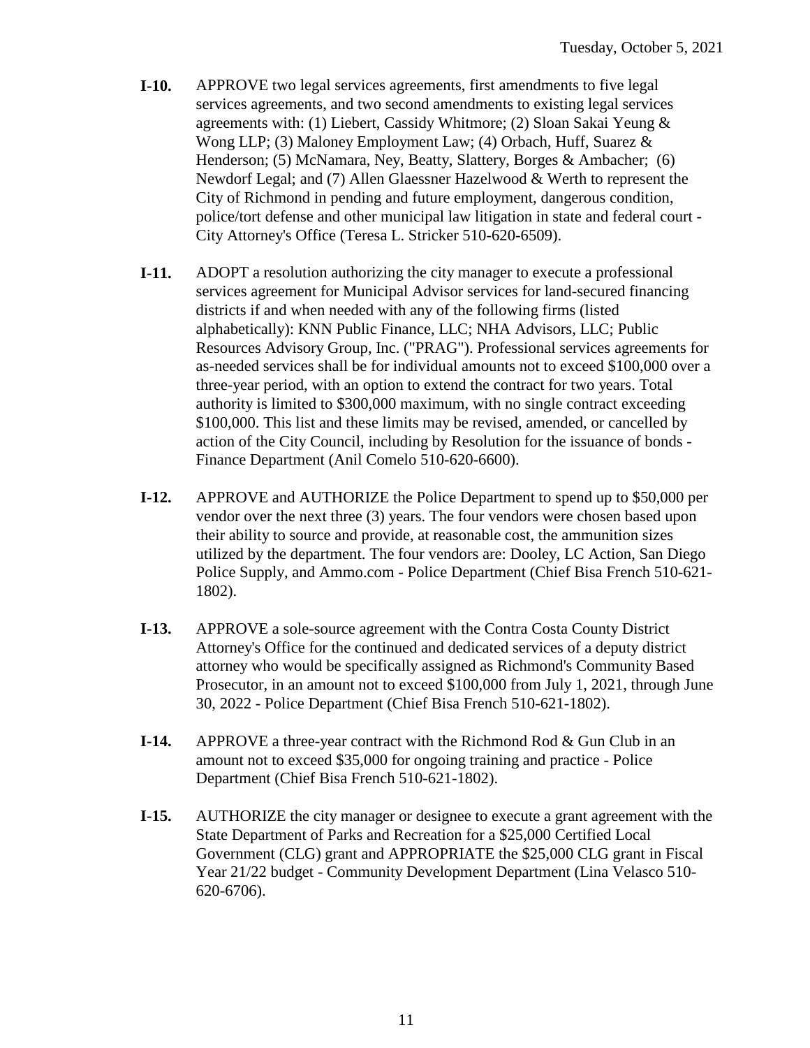**I-10.** APPROVE two legal services agreements, first amendments to five legal services agreements, and two second amendments to existing legal services agreements with: (1) Liebert, Cassidy Whitmore; (2) Sloan Sakai Yeung & Wong LLP; (3) Maloney Employment Law; (4) Orbach, Huff, Suarez & Henderson; (5) McNamara, Ney, Beatty, Slattery, Borges & Ambacher; (6) Newdorf Legal; and (7) Allen Glaessner Hazelwood & Werth to represent the City of Richmond in pending and future employment, dangerous condition, police/tort defense and other municipal law litigation in state and federal court - City Attorney's Office (Teresa L. Stricker 510-620-6509).

**I-11.** ADOPT a resolution authorizing the city manager to execute a professional services agreement for Municipal Advisor services for land-secured financing districts if and when needed with any of the following firms (listed alphabetically): KNN Public Finance, LLC; NHA Advisors, LLC; Public Resources Advisory Group, Inc. ("PRAG"). Professional services agreements for as-needed services shall be for individual amounts not to exceed $100,000 over a three-year period, with an option to extend the contract for two years. Total authority is limited to $300,000 maximum, with no single contract exceeding $100,000. This list and these limits may be revised, amended, or cancelled by action of the City Council, including by Resolution for the issuance of bonds - Finance Department (Anil Comelo 510-620-6600).

**I-12.** APPROVE and AUTHORIZE the Police Department to spend up to $50,000 per vendor over the next three (3) years. The four vendors were chosen based upon their ability to source and provide, at reasonable cost, the ammunition sizes utilized by the department. The four vendors are: Dooley, LC Action, San Diego Police Supply, and Ammo.com - Police Department (Chief Bisa French 510-621-1802).

**I-13.** APPROVE a sole-source agreement with the Contra Costa County District Attorney's Office for the continued and dedicated services of a deputy district attorney who would be specifically assigned as Richmond's Community Based Prosecutor, in an amount not to exceed $100,000 from July 1, 2021, through June 30, 2022 - Police Department (Chief Bisa French 510-621-1802).

**I-14.** APPROVE a three-year contract with the Richmond Rod & Gun Club in an amount not to exceed $35,000 for ongoing training and practice - Police Department (Chief Bisa French 510-621-1802).

**I-15.** AUTHORIZE the city manager or designee to execute a grant agreement with the State Department of Parks and Recreation for a $25,000 Certified Local Government (CLG) grant and APPROPRIATE the $25,000 CLG grant in Fiscal Year 21/22 budget - Community Development Department (Lina Velasco 510-620-6706).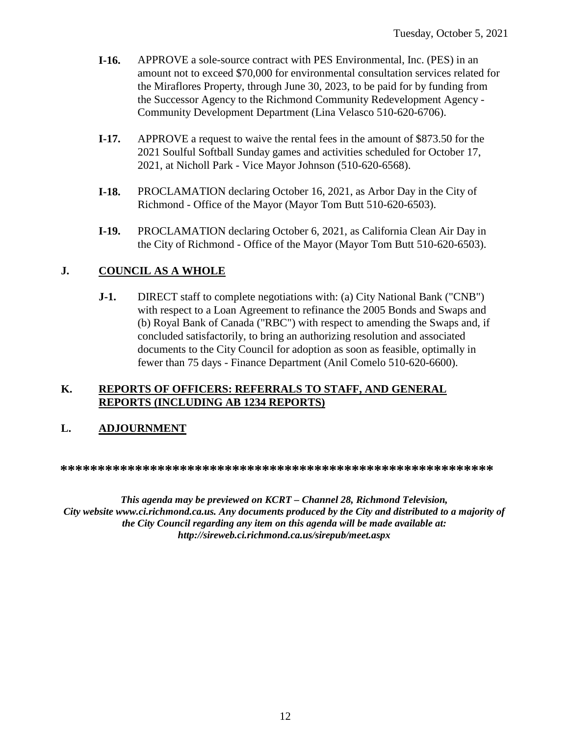**I-16.** APPROVE a sole-source contract with PES Environmental, Inc. (PES) in an amount not to exceed $70,000 for environmental consultation services related for the Miraflores Property, through June 30, 2023, to be paid for by funding from the Successor Agency to the Richmond Community Redevelopment Agency - Community Development Department (Lina Velasco 510-620-6706).

**I-17.** APPROVE a request to waive the rental fees in the amount of $873.50 for the 2021 Soulful Softball Sunday games and activities scheduled for October 17, 2021, at Nicholl Park - Vice Mayor Johnson (510-620-6568).

**I-18.** PROCLAMATION declaring October 16, 2021, as Arbor Day in the City of Richmond - Office of the Mayor (Mayor Tom Butt 510-620-6503).

**I-19.** PROCLAMATION declaring October 6, 2021, as California Clean Air Day in the City of Richmond - Office of the Mayor (Mayor Tom Butt 510-620-6503).

## J. COUNCIL AS A WHOLE

**J-1.** DIRECT staff to complete negotiations with: (a) City National Bank ("CNB") with respect to a Loan Agreement to refinance the 2005 Bonds and Swaps and (b) Royal Bank of Canada ("RBC") with respect to amending the Swaps and, if concluded satisfactorily, to bring an authorizing resolution and associated documents to the City Council for adoption as soon as feasible, optimally in fewer than 75 days - Finance Department (Anil Comelo 510-620-6600).

## K. REPORTS OF OFFICERS: REFERRALS TO STAFF, AND GENERAL REPORTS (INCLUDING AB 1234 REPORTS)

## L. ADJOURNMENT

**********************************************************

***This agenda may be previewed on KCRT – Channel 28, Richmond Television, City website www.ci.richmond.ca.us. Any documents produced by the City and distributed to a majority of the City Council regarding any item on this agenda will be made available at: http://sireweb.ci.richmond.ca.us/sirepub/meet.aspx***